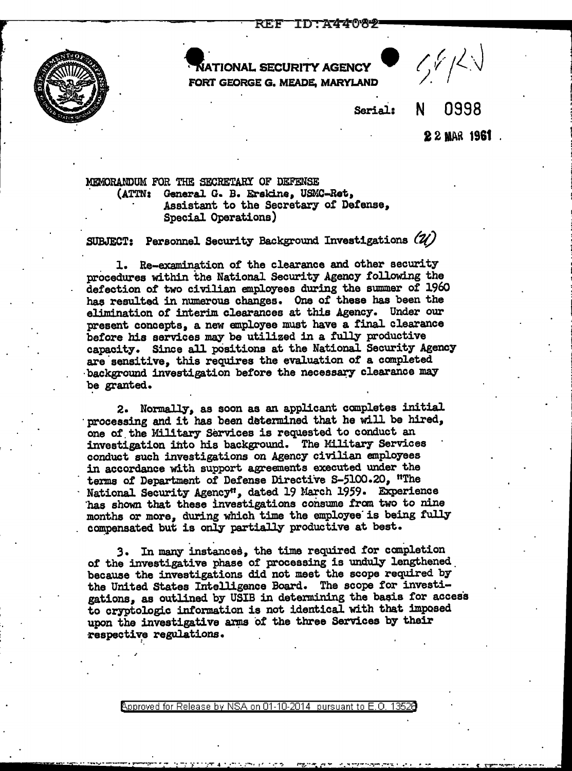REF ID:A44082

NATIONAL SECURITY AGENCY
FORT GEORGE G. MEADE, MARYLAND

Serial: N 0998

22 MAR 1961

MEMORANDUM FOR THE SECRETARY OF DEFENSE
(ATTN: General G. B. Erskine, USMC-Ret,
Assistant to the Secretary of Defense,
Special Operations)

SUBJECT: Personnel Security Background Investigations (U)

1. Re-examination of the clearance and other security procedures within the National Security Agency following the defection of two civilian employees during the summer of 1960 has resulted in numerous changes. One of these has been the elimination of interim clearances at this Agency. Under our present concepts, a new employee must have a final clearance before his services may be utilized in a fully productive capacity. Since all positions at the National Security Agency are sensitive, this requires the evaluation of a completed background investigation before the necessary clearance may be granted.

2. Normally, as soon as an applicant completes initial processing and it has been determined that he will be hired, one of the Military Services is requested to conduct an investigation into his background. The Military Services conduct such investigations on Agency civilian employees in accordance with support agreements executed under the terms of Department of Defense Directive S-5100.20, "The National Security Agency", dated 19 March 1959. Experience has shown that these investigations consume from two to nine months or more, during which time the employee is being fully compensated but is only partially productive at best.

3. In many instances, the time required for completion of the investigative phase of processing is unduly lengthened because the investigations did not meet the scope required by the United States Intelligence Board. The scope for investigations, as outlined by USIB in determining the basis for access to cryptologic information is not identical with that imposed upon the investigative arms of the three Services by their respective regulations.

Approved for Release by NSA on 01-10-2014 pursuant to E.O. 13526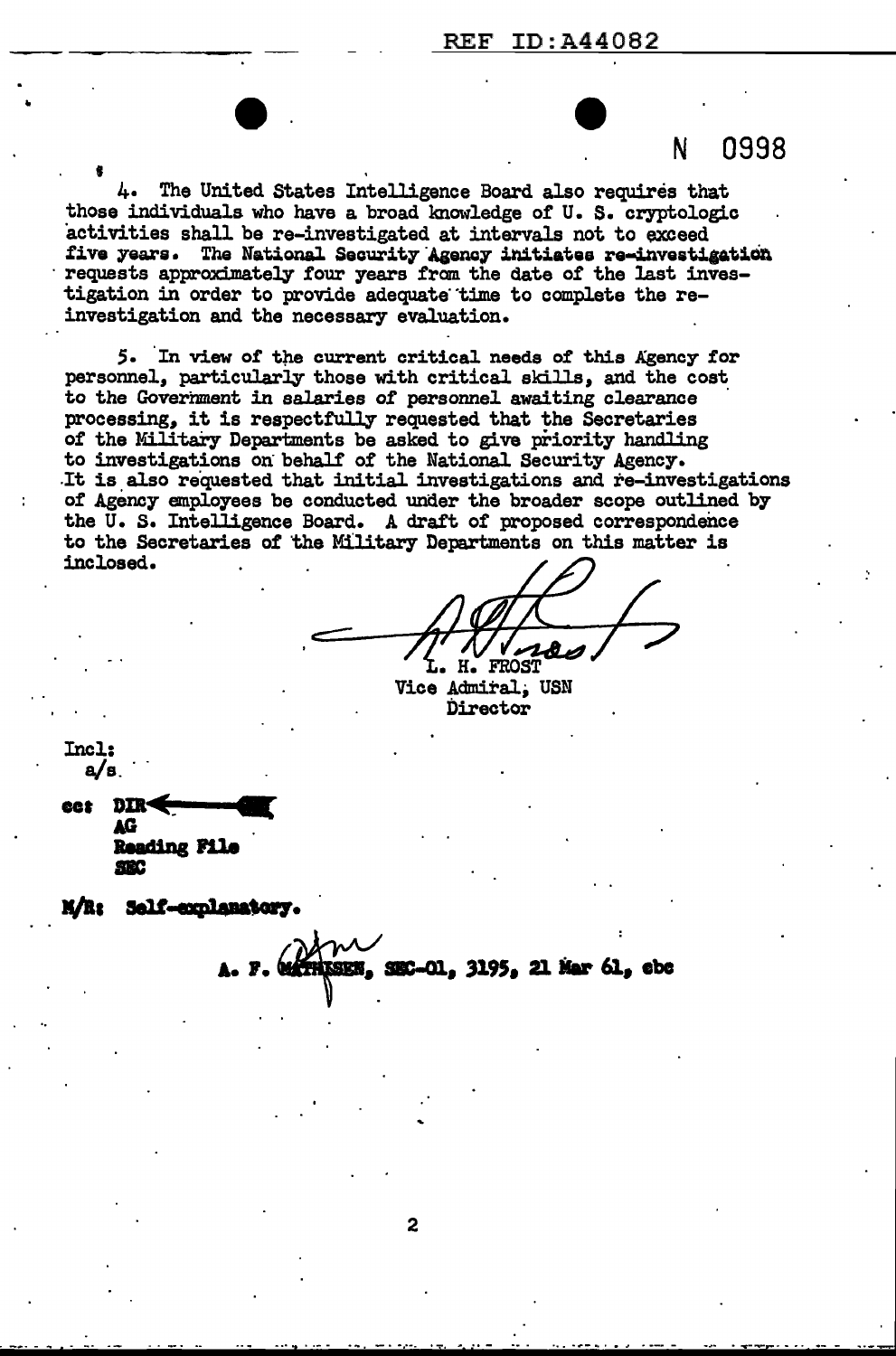REF ID:A44082

N 0998

4. The United States Intelligence Board also requires that those individuals who have a broad knowledge of U. S. cryptologic activities shall be re-investigated at intervals not to exceed five years. The National Security Agency initiates re-investigation requests approximately four years from the date of the last investigation in order to provide adequate time to complete the re-investigation and the necessary evaluation.

5. In view of the current critical needs of this Agency for personnel, particularly those with critical skills, and the cost to the Government in salaries of personnel awaiting clearance processing, it is respectfully requested that the Secretaries of the Military Departments be asked to give priority handling to investigations on behalf of the National Security Agency. It is also requested that initial investigations and re-investigations of Agency employees be conducted under the broader scope outlined by the U. S. Intelligence Board. A draft of proposed correspondence to the Secretaries of the Military Departments on this matter is inclosed.

L. H. FROST
Vice Admiral, USN
Director

Incl:
a/s

cc: DIR
AG
Reading File
SEC

M/R: Self-explanatory.

A. F. MATHISEN, SEC-01, 3195, 21 Mar 61, ebc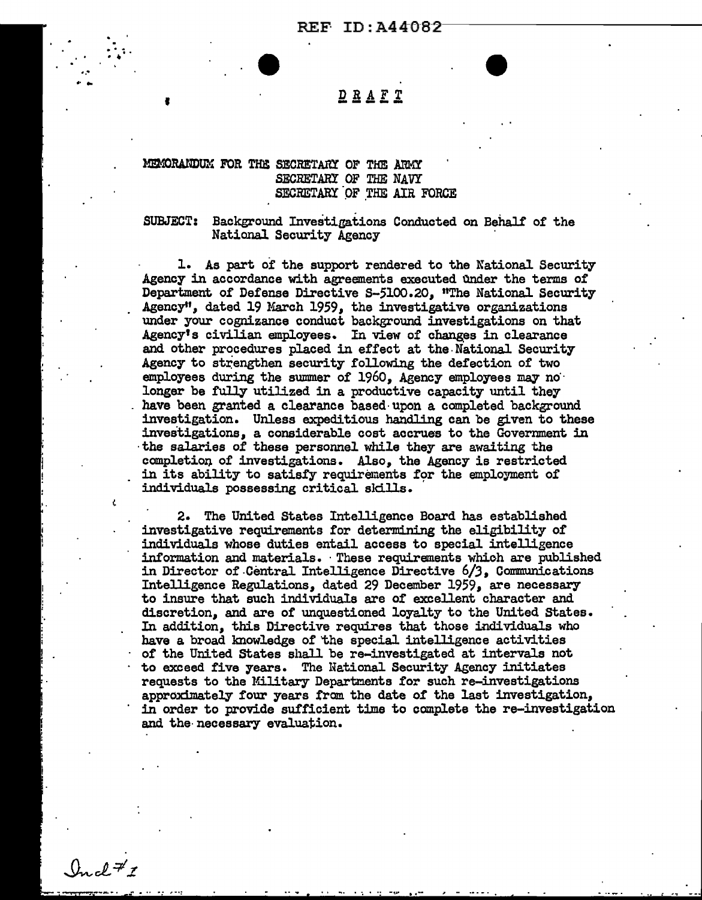**D R A F T**

MEMORANDUM FOR THE SECRETARY OF THE ARMY
SECRETARY OF THE NAVY
SECRETARY OF THE AIR FORCE

SUBJECT: Background Investigations Conducted on Behalf of the National Security Agency

1. As part of the support rendered to the National Security Agency in accordance with agreements executed under the terms of Department of Defense Directive S-5100.20, "The National Security Agency", dated 19 March 1959, the investigative organizations under your cognizance conduct background investigations on that Agency's civilian employees. In view of changes in clearance and other procedures placed in effect at the National Security Agency to strengthen security following the defection of two employees during the summer of 1960, Agency employees may no longer be fully utilized in a productive capacity until they have been granted a clearance based upon a completed background investigation. Unless expeditious handling can be given to these investigations, a considerable cost accrues to the Government in the salaries of these personnel while they are awaiting the completion of investigations. Also, the Agency is restricted in its ability to satisfy requirements for the employment of individuals possessing critical skills.

2. The United States Intelligence Board has established investigative requirements for determining the eligibility of individuals whose duties entail access to special intelligence information and materials. These requirements which are published in Director of Central Intelligence Directive 6/3, Communications Intelligence Regulations, dated 29 December 1959, are necessary to insure that such individuals are of excellent character and discretion, and are of unquestioned loyalty to the United States. In addition, this Directive requires that those individuals who have a broad knowledge of the special intelligence activities of the United States shall be re-investigated at intervals not to exceed five years. The National Security Agency initiates requests to the Military Departments for such re-investigations approximately four years from the date of the last investigation, in order to provide sufficient time to complete the re-investigation and the necessary evaluation.

Incl #1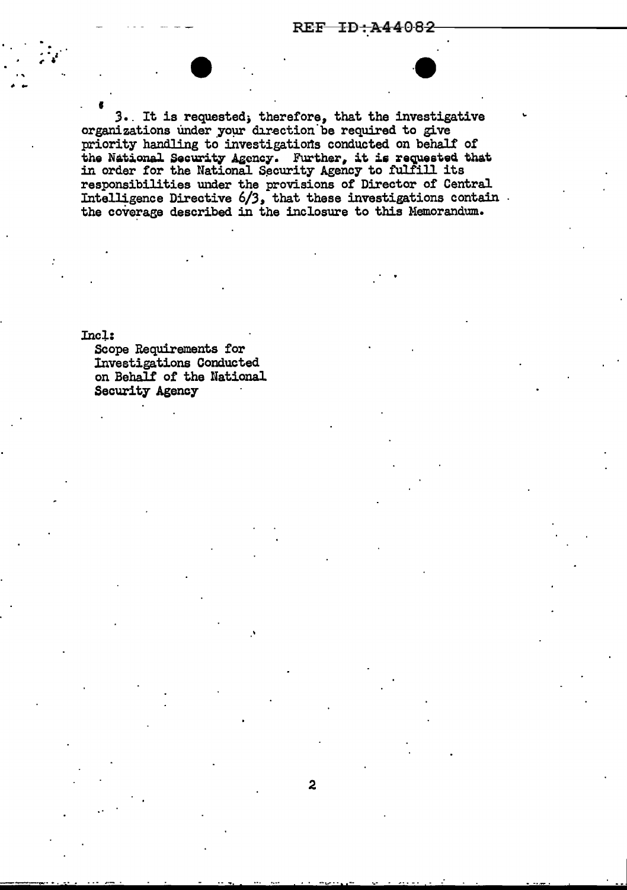3. It is requested; therefore, that the investigative organizations under your direction be required to give priority handling to investigations conducted on behalf of the National Security Agency. Further, it is requested that in order for the National Security Agency to fulfill its responsibilities under the provisions of Director of Central Intelligence Directive 6/3, that these investigations contain the coverage described in the inclosure to this Memorandum.

Incl:
Scope Requirements for Investigations Conducted on Behalf of the National Security Agency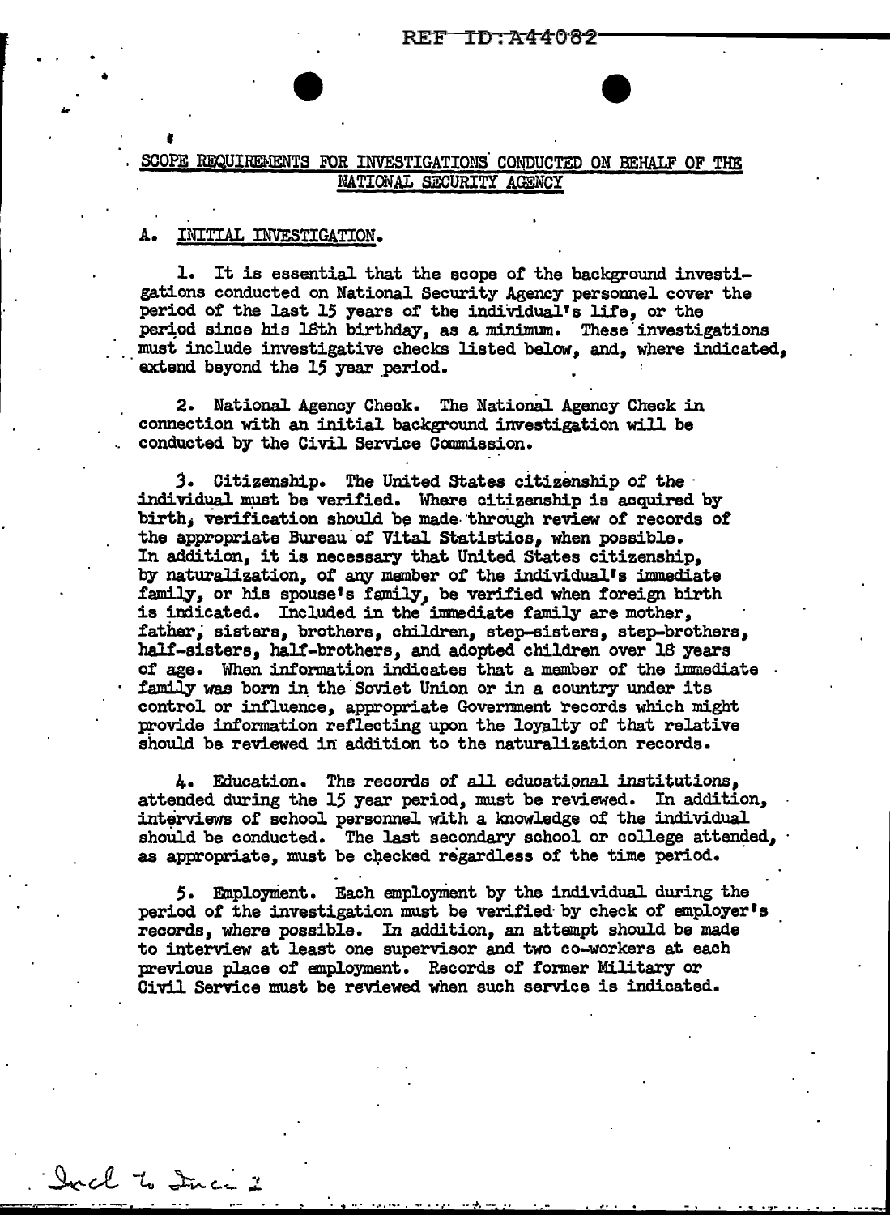## SCOPE REQUIREMENTS FOR INVESTIGATIONS CONDUCTED ON BEHALF OF THE NATIONAL SECURITY AGENCY

### A. INITIAL INVESTIGATION.

1. It is essential that the scope of the background investigations conducted on National Security Agency personnel cover the period of the last 15 years of the individual's life, or the period since his 18th birthday, as a minimum. These investigations must include investigative checks listed below, and, where indicated, extend beyond the 15 year period.

2. National Agency Check. The National Agency Check in connection with an initial background investigation will be conducted by the Civil Service Commission.

3. Citizenship. The United States citizenship of the individual must be verified. Where citizenship is acquired by birth, verification should be made through review of records of the appropriate Bureau of Vital Statistics, when possible. In addition, it is necessary that United States citizenship, by naturalization, of any member of the individual's immediate family, or his spouse's family, be verified when foreign birth is indicated. Included in the immediate family are mother, father, sisters, brothers, children, step-sisters, step-brothers, half-sisters, half-brothers, and adopted children over 18 years of age. When information indicates that a member of the immediate family was born in the Soviet Union or in a country under its control or influence, appropriate Government records which might provide information reflecting upon the loyalty of that relative should be reviewed in addition to the naturalization records.

4. Education. The records of all educational institutions, attended during the 15 year period, must be reviewed. In addition, interviews of school personnel with a knowledge of the individual should be conducted. The last secondary school or college attended, as appropriate, must be checked regardless of the time period.

5. Employment. Each employment by the individual during the period of the investigation must be verified by check of employer's records, where possible. In addition, an attempt should be made to interview at least one supervisor and two co-workers at each previous place of employment. Records of former Military or Civil Service must be reviewed when such service is indicated.

Incl to Incl 2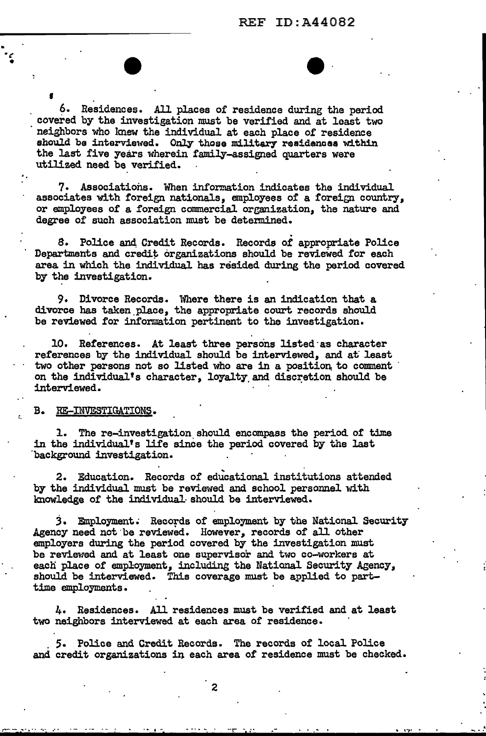6. Residences. All places of residence during the period covered by the investigation must be verified and at least two neighbors who knew the individual at each place of residence should be interviewed. Only those military residences within the last five years wherein family-assigned quarters were utilized need be verified.

7. Associations. When information indicates the individual associates with foreign nationals, employees of a foreign country, or employees of a foreign commercial organization, the nature and degree of such association must be determined.

8. Police and Credit Records. Records of appropriate Police Departments and credit organizations should be reviewed for each area in which the individual has resided during the period covered by the investigation.

9. Divorce Records. Where there is an indication that a divorce has taken place, the appropriate court records should be reviewed for information pertinent to the investigation.

10. References. At least three persons listed as character references by the individual should be interviewed, and at least two other persons not so listed who are in a position to comment on the individual's character, loyalty and discretion should be interviewed.

B. RE-INVESTIGATIONS.

1. The re-investigation should encompass the period of time in the individual's life since the period covered by the last background investigation.

2. Education. Records of educational institutions attended by the individual must be reviewed and school personnel with knowledge of the individual should be interviewed.

3. Employment. Records of employment by the National Security Agency need not be reviewed. However, records of all other employers during the period covered by the investigation must be reviewed and at least one supervisor and two co-workers at each place of employment, including the National Security Agency, should be interviewed. This coverage must be applied to part-time employments.

4. Residences. All residences must be verified and at least two neighbors interviewed at each area of residence.

5. Police and Credit Records. The records of local Police and credit organizations in each area of residence must be checked.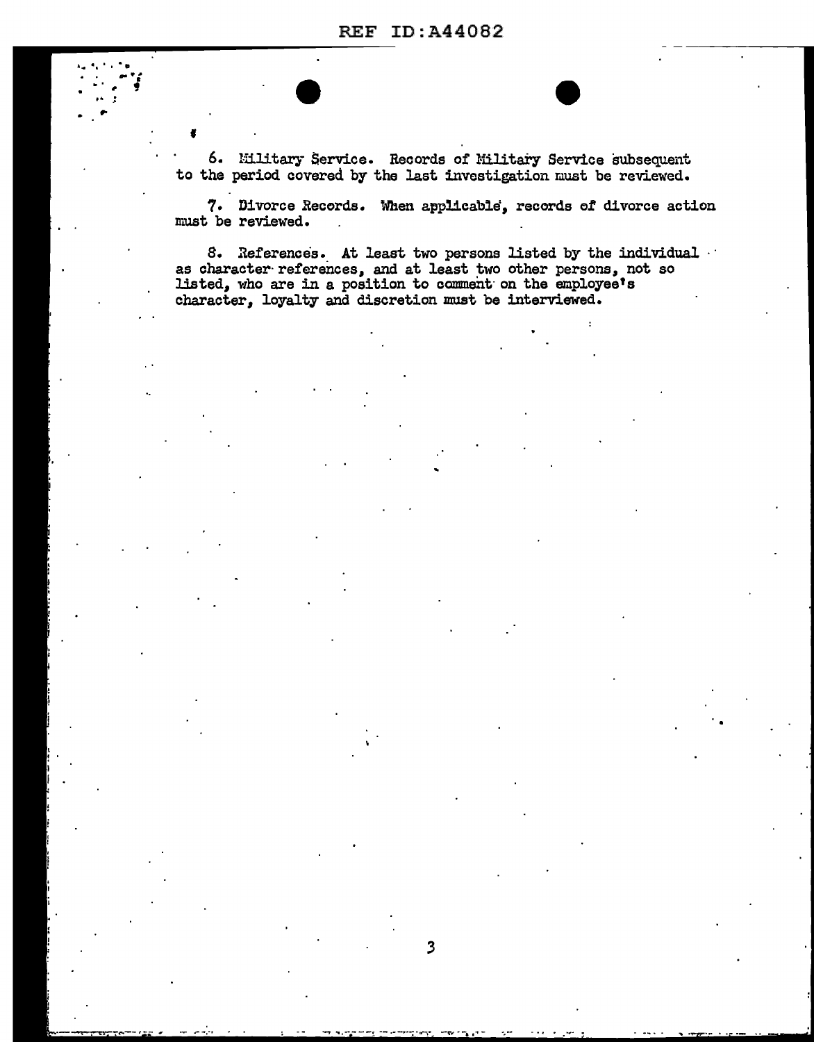6. Military Service. Records of Military Service subsequent to the period covered by the last investigation must be reviewed.

7. Divorce Records. When applicable, records of divorce action must be reviewed.

8. References. At least two persons listed by the individual as character references, and at least two other persons, not so listed, who are in a position to comment on the employee's character, loyalty and discretion must be interviewed.